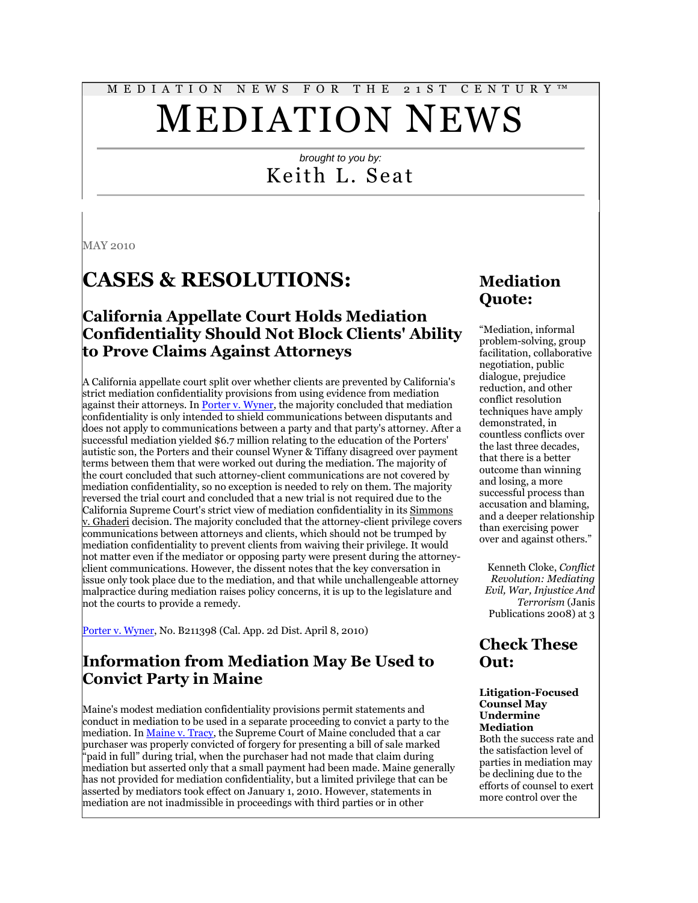MEDIATION NEWS FOR THE 21ST CENTURY™

# MEDIATION NEWS

*brought to you by:*

Keith L. Seat

MAY 2010

# CASES & RESOLUTIONS:

## California Appellate Court Holds Mediation Confidentiality Should Not Block Clients' Ability to Prove Claims Against Attorneys

A California appellate court split over whether clients are prevented by California's strict mediation confidentiality provisions from using evidence from mediation against their attorneys. In Porter v. Wyner, the majority concluded that mediation confidentiality is only intended to shield communications between disputants and does not apply to communications between a party and that party's attorney. After a successful mediation yielded $6.7 million relating to the education of the Porters' autistic son, the Porters and their counsel Wyner & Tiffany disagreed over payment terms between them that were worked out during the mediation. The majority of the court concluded that such attorney-client communications are not covered by mediation confidentiality, so no exception is needed to rely on them. The majority reversed the trial court and concluded that a new trial is not required due to the California Supreme Court's strict view of mediation confidentiality in its Simmons v. Ghaderi decision. The majority concluded that the attorney-client privilege covers communications between attorneys and clients, which should not be trumped by mediation confidentiality to prevent clients from waiving their privilege. It would not matter even if the mediator or opposing party were present during the attorney-client communications. However, the dissent notes that the key conversation in issue only took place due to the mediation, and that while unchallengeable attorney malpractice during mediation raises policy concerns, it is up to the legislature and not the courts to provide a remedy.

Porter v. Wyner, No. B211398 (Cal. App. 2d Dist. April 8, 2010)

## Information from Mediation May Be Used to Convict Party in Maine

Maine's modest mediation confidentiality provisions permit statements and conduct in mediation to be used in a separate proceeding to convict a party to the mediation. In Maine v. Tracy, the Supreme Court of Maine concluded that a car purchaser was properly convicted of forgery for presenting a bill of sale marked "paid in full" during trial, when the purchaser had not made that claim during mediation but asserted only that a small payment had been made. Maine generally has not provided for mediation confidentiality, but a limited privilege that can be asserted by mediators took effect on January 1, 2010. However, statements in mediation are not inadmissible in proceedings with third parties or in other

## Mediation Quote:

"Mediation, informal problem-solving, group facilitation, collaborative negotiation, public dialogue, prejudice reduction, and other conflict resolution techniques have amply demonstrated, in countless conflicts over the last three decades, that there is a better outcome than winning and losing, a more successful process than accusation and blaming, and a deeper relationship than exercising power over and against others."

Kenneth Cloke, *Conflict Revolution: Mediating Evil, War, Injustice And Terrorism* (Janis Publications 2008) at 3

## Check These Out:

**Litigation-Focused Counsel May Undermine Mediation**
Both the success rate and the satisfaction level of parties in mediation may be declining due to the efforts of counsel to exert more control over the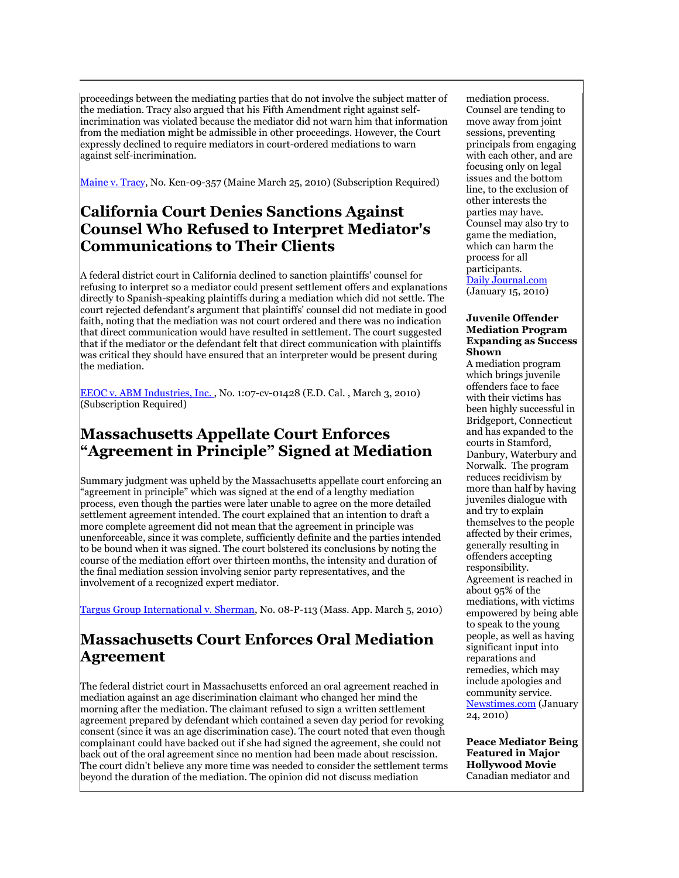proceedings between the mediating parties that do not involve the subject matter of the mediation. Tracy also argued that his Fifth Amendment right against self-incrimination was violated because the mediator did not warn him that information from the mediation might be admissible in other proceedings. However, the Court expressly declined to require mediators in court-ordered mediations to warn against self-incrimination.

Maine v. Tracy, No. Ken-09-357 (Maine March 25, 2010) (Subscription Required)

## California Court Denies Sanctions Against Counsel Who Refused to Interpret Mediator's Communications to Their Clients

A federal district court in California declined to sanction plaintiffs' counsel for refusing to interpret so a mediator could present settlement offers and explanations directly to Spanish-speaking plaintiffs during a mediation which did not settle. The court rejected defendant's argument that plaintiffs' counsel did not mediate in good faith, noting that the mediation was not court ordered and there was no indication that direct communication would have resulted in settlement. The court suggested that if the mediator or the defendant felt that direct communication with plaintiffs was critical they should have ensured that an interpreter would be present during the mediation.

EEOC v. ABM Industries, Inc. , No. 1:07-cv-01428 (E.D. Cal. , March 3, 2010) (Subscription Required)

## Massachusetts Appellate Court Enforces "Agreement in Principle" Signed at Mediation

Summary judgment was upheld by the Massachusetts appellate court enforcing an "agreement in principle" which was signed at the end of a lengthy mediation process, even though the parties were later unable to agree on the more detailed settlement agreement intended. The court explained that an intention to draft a more complete agreement did not mean that the agreement in principle was unenforceable, since it was complete, sufficiently definite and the parties intended to be bound when it was signed. The court bolstered its conclusions by noting the course of the mediation effort over thirteen months, the intensity and duration of the final mediation session involving senior party representatives, and the involvement of a recognized expert mediator.

Targus Group International v. Sherman, No. 08-P-113 (Mass. App. March 5, 2010)

## Massachusetts Court Enforces Oral Mediation Agreement

The federal district court in Massachusetts enforced an oral agreement reached in mediation against an age discrimination claimant who changed her mind the morning after the mediation. The claimant refused to sign a written settlement agreement prepared by defendant which contained a seven day period for revoking consent (since it was an age discrimination case). The court noted that even though complainant could have backed out if she had signed the agreement, she could not back out of the oral agreement since no mention had been made about rescission. The court didn't believe any more time was needed to consider the settlement terms beyond the duration of the mediation. The opinion did not discuss mediation

mediation process. Counsel are tending to move away from joint sessions, preventing principals from engaging with each other, and are focusing only on legal issues and the bottom line, to the exclusion of other interests the parties may have. Counsel may also try to game the mediation, which can harm the process for all participants.
Daily Journal.com (January 15, 2010)

**Juvenile Offender Mediation Program Expanding as Success Shown**

A mediation program which brings juvenile offenders face to face with their victims has been highly successful in Bridgeport, Connecticut and has expanded to the courts in Stamford, Danbury, Waterbury and Norwalk. The program reduces recidivism by more than half by having juveniles dialogue with and try to explain themselves to the people affected by their crimes, generally resulting in offenders accepting responsibility. Agreement is reached in about 95% of the mediations, with victims empowered by being able to speak to the young people, as well as having significant input into reparations and remedies, which may include apologies and community service.
Newstimes.com (January 24, 2010)

**Peace Mediator Being Featured in Major Hollywood Movie**

Canadian mediator and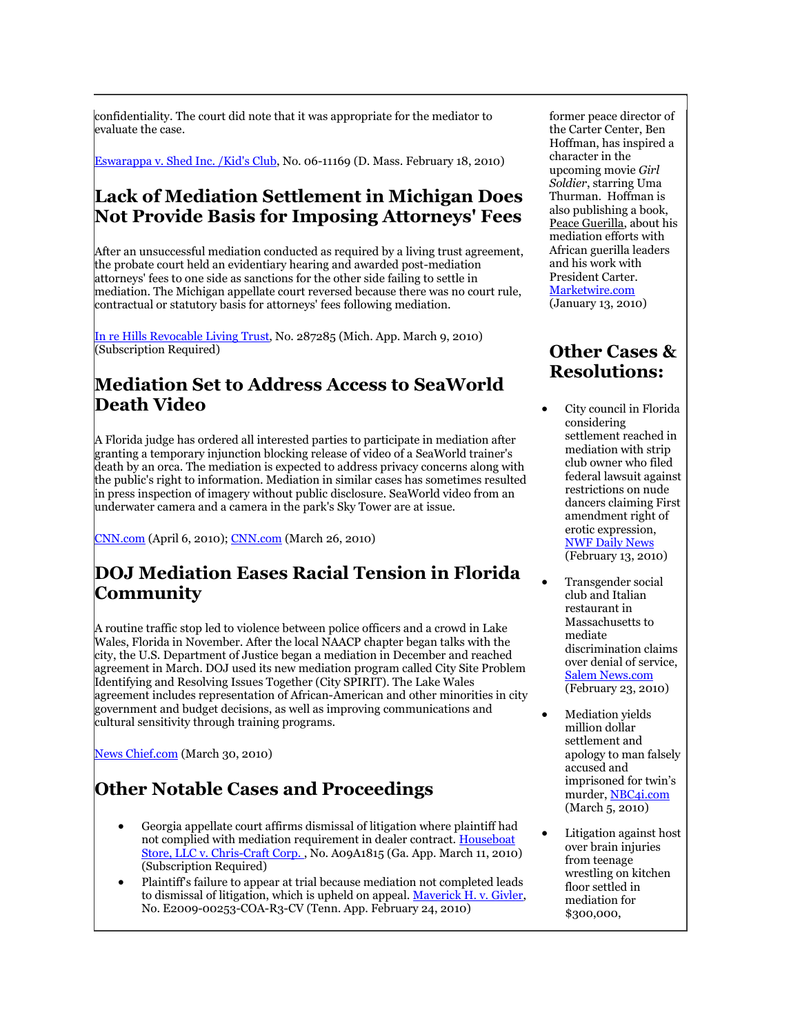confidentiality. The court did note that it was appropriate for the mediator to evaluate the case.

Eswarappa v. Shed Inc. /Kid's Club, No. 06-11169 (D. Mass. February 18, 2010)

## Lack of Mediation Settlement in Michigan Does Not Provide Basis for Imposing Attorneys' Fees

After an unsuccessful mediation conducted as required by a living trust agreement, the probate court held an evidentiary hearing and awarded post-mediation attorneys' fees to one side as sanctions for the other side failing to settle in mediation. The Michigan appellate court reversed because there was no court rule, contractual or statutory basis for attorneys' fees following mediation.

In re Hills Revocable Living Trust, No. 287285 (Mich. App. March 9, 2010) (Subscription Required)

## Mediation Set to Address Access to SeaWorld Death Video

A Florida judge has ordered all interested parties to participate in mediation after granting a temporary injunction blocking release of video of a SeaWorld trainer's death by an orca. The mediation is expected to address privacy concerns along with the public's right to information. Mediation in similar cases has sometimes resulted in press inspection of imagery without public disclosure. SeaWorld video from an underwater camera and a camera in the park's Sky Tower are at issue.

CNN.com (April 6, 2010); CNN.com (March 26, 2010)

## DOJ Mediation Eases Racial Tension in Florida Community

A routine traffic stop led to violence between police officers and a crowd in Lake Wales, Florida in November. After the local NAACP chapter began talks with the city, the U.S. Department of Justice began a mediation in December and reached agreement in March. DOJ used its new mediation program called City Site Problem Identifying and Resolving Issues Together (City SPIRIT). The Lake Wales agreement includes representation of African-American and other minorities in city government and budget decisions, as well as improving communications and cultural sensitivity through training programs.

News Chief.com (March 30, 2010)

## Other Notable Cases and Proceedings

- Georgia appellate court affirms dismissal of litigation where plaintiff had not complied with mediation requirement in dealer contract. Houseboat Store, LLC v. Chris-Craft Corp. , No. A09A1815 (Ga. App. March 11, 2010) (Subscription Required)
- Plaintiff's failure to appear at trial because mediation not completed leads to dismissal of litigation, which is upheld on appeal. Maverick H. v. Givler, No. E2009-00253-COA-R3-CV (Tenn. App. February 24, 2010)

former peace director of the Carter Center, Ben Hoffman, has inspired a character in the upcoming movie *Girl Soldier*, starring Uma Thurman. Hoffman is also publishing a book, Peace Guerilla, about his mediation efforts with African guerilla leaders and his work with President Carter. Marketwire.com (January 13, 2010)

## Other Cases & Resolutions:

- City council in Florida considering settlement reached in mediation with strip club owner who filed federal lawsuit against restrictions on nude dancers claiming First amendment right of erotic expression, NWF Daily News (February 13, 2010)
- Transgender social club and Italian restaurant in Massachusetts to mediate discrimination claims over denial of service, Salem News.com (February 23, 2010)
- Mediation yields million dollar settlement and apology to man falsely accused and imprisoned for twin's murder, NBC4i.com (March 5, 2010)
- Litigation against host over brain injuries from teenage wrestling on kitchen floor settled in mediation for $300,000,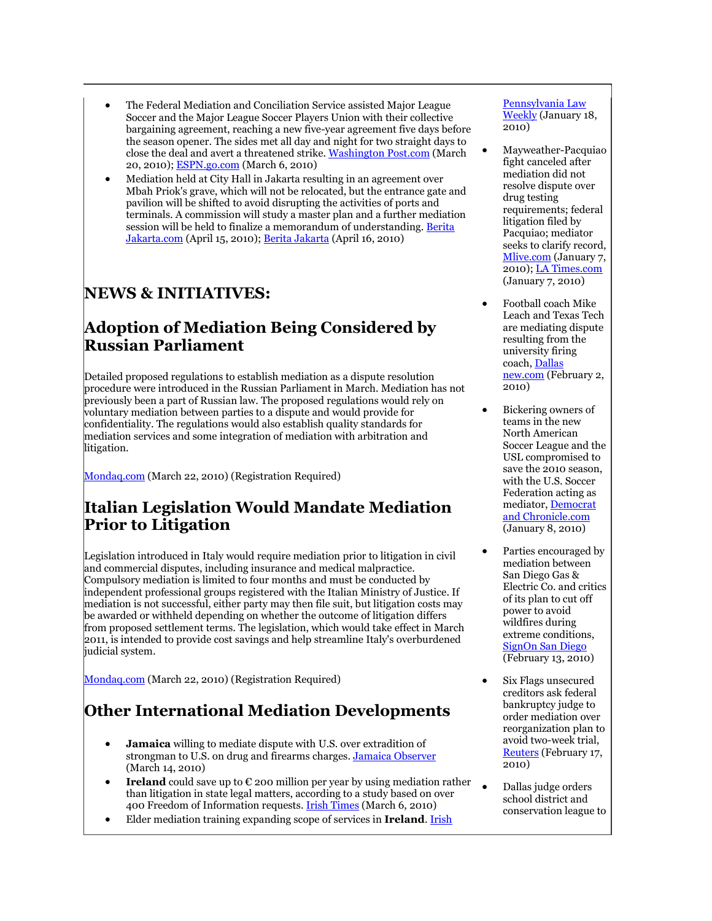- The Federal Mediation and Conciliation Service assisted Major League Soccer and the Major League Soccer Players Union with their collective bargaining agreement, reaching a new five-year agreement five days before the season opener. The sides met all day and night for two straight days to close the deal and avert a threatened strike. Washington Post.com (March 20, 2010); ESPN.go.com (March 6, 2010)
- Mediation held at City Hall in Jakarta resulting in an agreement over Mbah Priok's grave, which will not be relocated, but the entrance gate and pavilion will be shifted to avoid disrupting the activities of ports and terminals. A commission will study a master plan and a further mediation session will be held to finalize a memorandum of understanding. Berita Jakarta.com (April 15, 2010); Berita Jakarta (April 16, 2010)

# NEWS & INITIATIVES:

## Adoption of Mediation Being Considered by Russian Parliament

Detailed proposed regulations to establish mediation as a dispute resolution procedure were introduced in the Russian Parliament in March. Mediation has not previously been a part of Russian law. The proposed regulations would rely on voluntary mediation between parties to a dispute and would provide for confidentiality. The regulations would also establish quality standards for mediation services and some integration of mediation with arbitration and litigation.

Mondaq.com (March 22, 2010) (Registration Required)

## Italian Legislation Would Mandate Mediation Prior to Litigation

Legislation introduced in Italy would require mediation prior to litigation in civil and commercial disputes, including insurance and medical malpractice. Compulsory mediation is limited to four months and must be conducted by independent professional groups registered with the Italian Ministry of Justice. If mediation is not successful, either party may then file suit, but litigation costs may be awarded or withheld depending on whether the outcome of litigation differs from proposed settlement terms. The legislation, which would take effect in March 2011, is intended to provide cost savings and help streamline Italy's overburdened judicial system.

Mondaq.com (March 22, 2010) (Registration Required)

## Other International Mediation Developments

- **Jamaica** willing to mediate dispute with U.S. over extradition of strongman to U.S. on drug and firearms charges. Jamaica Observer (March 14, 2010)
- **Ireland** could save up to € 200 million per year by using mediation rather than litigation in state legal matters, according to a study based on over 400 Freedom of Information requests. Irish Times (March 6, 2010)
- Elder mediation training expanding scope of services in **Ireland**. Irish

Pennsylvania Law Weekly (January 18, 2010)

- Mayweather-Pacquiao fight canceled after mediation did not resolve dispute over drug testing requirements; federal litigation filed by Pacquiao; mediator seeks to clarify record, Mlive.com (January 7, 2010); LA Times.com (January 7, 2010)
- Football coach Mike Leach and Texas Tech are mediating dispute resulting from the university firing coach, Dallas new.com (February 2, 2010)
- Bickering owners of teams in the new North American Soccer League and the USL compromised to save the 2010 season, with the U.S. Soccer Federation acting as mediator, Democrat and Chronicle.com (January 8, 2010)
- Parties encouraged by mediation between San Diego Gas & Electric Co. and critics of its plan to cut off power to avoid wildfires during extreme conditions, SignOn San Diego (February 13, 2010)
- Six Flags unsecured creditors ask federal bankruptcy judge to order mediation over reorganization plan to avoid two-week trial, Reuters (February 17, 2010)
- Dallas judge orders school district and conservation league to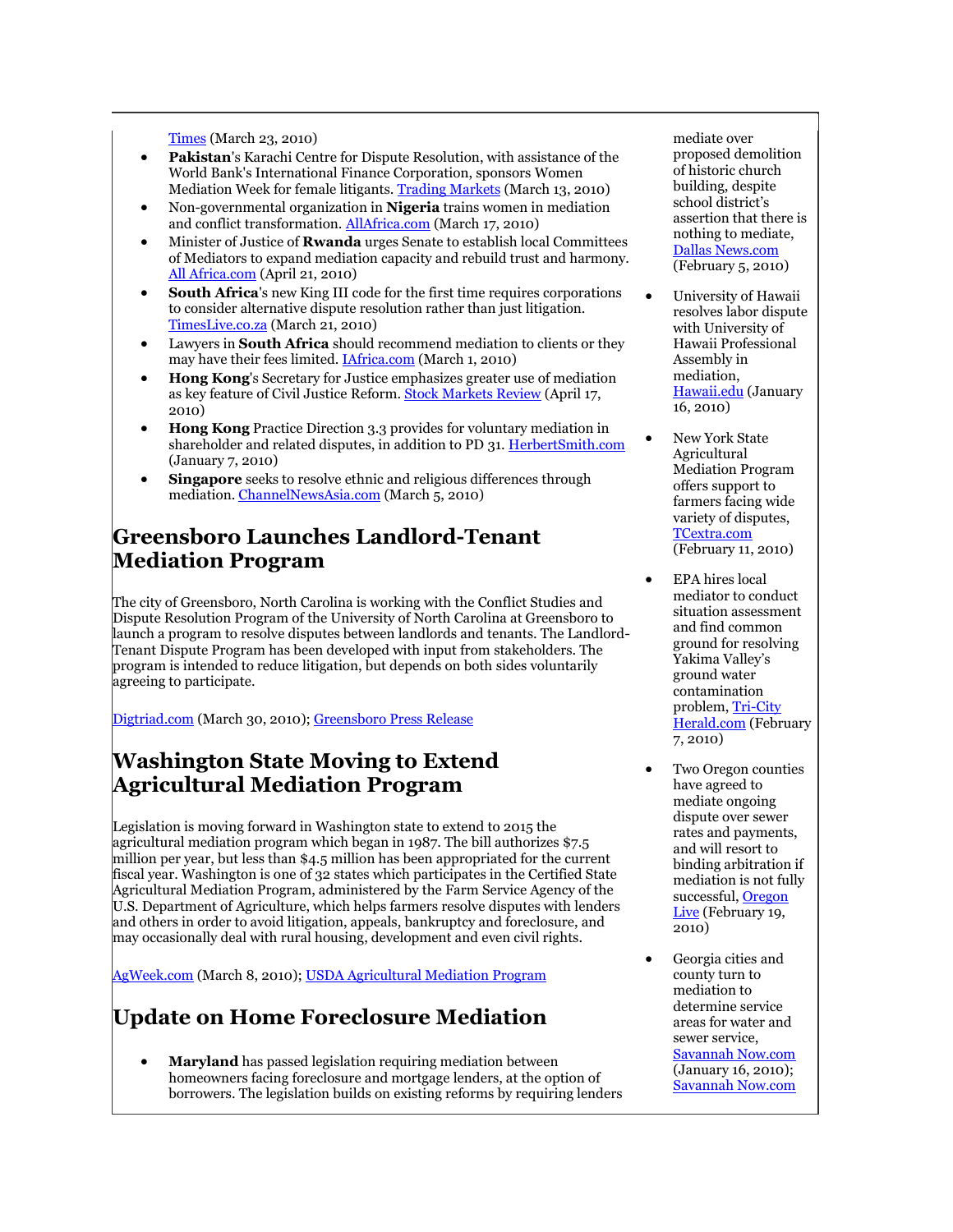Times (March 23, 2010)

- **Pakistan**'s Karachi Centre for Dispute Resolution, with assistance of the World Bank's International Finance Corporation, sponsors Women Mediation Week for female litigants. Trading Markets (March 13, 2010)
- Non-governmental organization in **Nigeria** trains women in mediation and conflict transformation. AllAfrica.com (March 17, 2010)
- Minister of Justice of **Rwanda** urges Senate to establish local Committees of Mediators to expand mediation capacity and rebuild trust and harmony. All Africa.com (April 21, 2010)
- **South Africa**'s new King III code for the first time requires corporations to consider alternative dispute resolution rather than just litigation. TimesLive.co.za (March 21, 2010)
- Lawyers in **South Africa** should recommend mediation to clients or they may have their fees limited. IAfrica.com (March 1, 2010)
- **Hong Kong**'s Secretary for Justice emphasizes greater use of mediation as key feature of Civil Justice Reform. Stock Markets Review (April 17, 2010)
- **Hong Kong** Practice Direction 3.3 provides for voluntary mediation in shareholder and related disputes, in addition to PD 31. HerbertSmith.com (January 7, 2010)
- **Singapore** seeks to resolve ethnic and religious differences through mediation. ChannelNewsAsia.com (March 5, 2010)

## Greensboro Launches Landlord-Tenant Mediation Program

The city of Greensboro, North Carolina is working with the Conflict Studies and Dispute Resolution Program of the University of North Carolina at Greensboro to launch a program to resolve disputes between landlords and tenants. The Landlord-Tenant Dispute Program has been developed with input from stakeholders. The program is intended to reduce litigation, but depends on both sides voluntarily agreeing to participate.

Digtriad.com (March 30, 2010); Greensboro Press Release

## Washington State Moving to Extend Agricultural Mediation Program

Legislation is moving forward in Washington state to extend to 2015 the agricultural mediation program which began in 1987. The bill authorizes $7.5 million per year, but less than $4.5 million has been appropriated for the current fiscal year. Washington is one of 32 states which participates in the Certified State Agricultural Mediation Program, administered by the Farm Service Agency of the U.S. Department of Agriculture, which helps farmers resolve disputes with lenders and others in order to avoid litigation, appeals, bankruptcy and foreclosure, and may occasionally deal with rural housing, development and even civil rights.

AgWeek.com (March 8, 2010); USDA Agricultural Mediation Program

## Update on Home Foreclosure Mediation

- **Maryland** has passed legislation requiring mediation between homeowners facing foreclosure and mortgage lenders, at the option of borrowers. The legislation builds on existing reforms by requiring lenders

mediate over proposed demolition of historic church building, despite school district's assertion that there is nothing to mediate, Dallas News.com (February 5, 2010)

- University of Hawaii resolves labor dispute with University of Hawaii Professional Assembly in mediation, Hawaii.edu (January 16, 2010)
- New York State Agricultural Mediation Program offers support to farmers facing wide variety of disputes, TCextra.com (February 11, 2010)
- EPA hires local mediator to conduct situation assessment and find common ground for resolving Yakima Valley's ground water contamination problem, Tri-City Herald.com (February 7, 2010)
- Two Oregon counties have agreed to mediate ongoing dispute over sewer rates and payments, and will resort to binding arbitration if mediation is not fully successful, Oregon Live (February 19, 2010)
- Georgia cities and county turn to mediation to determine service areas for water and sewer service, Savannah Now.com (January 16, 2010); Savannah Now.com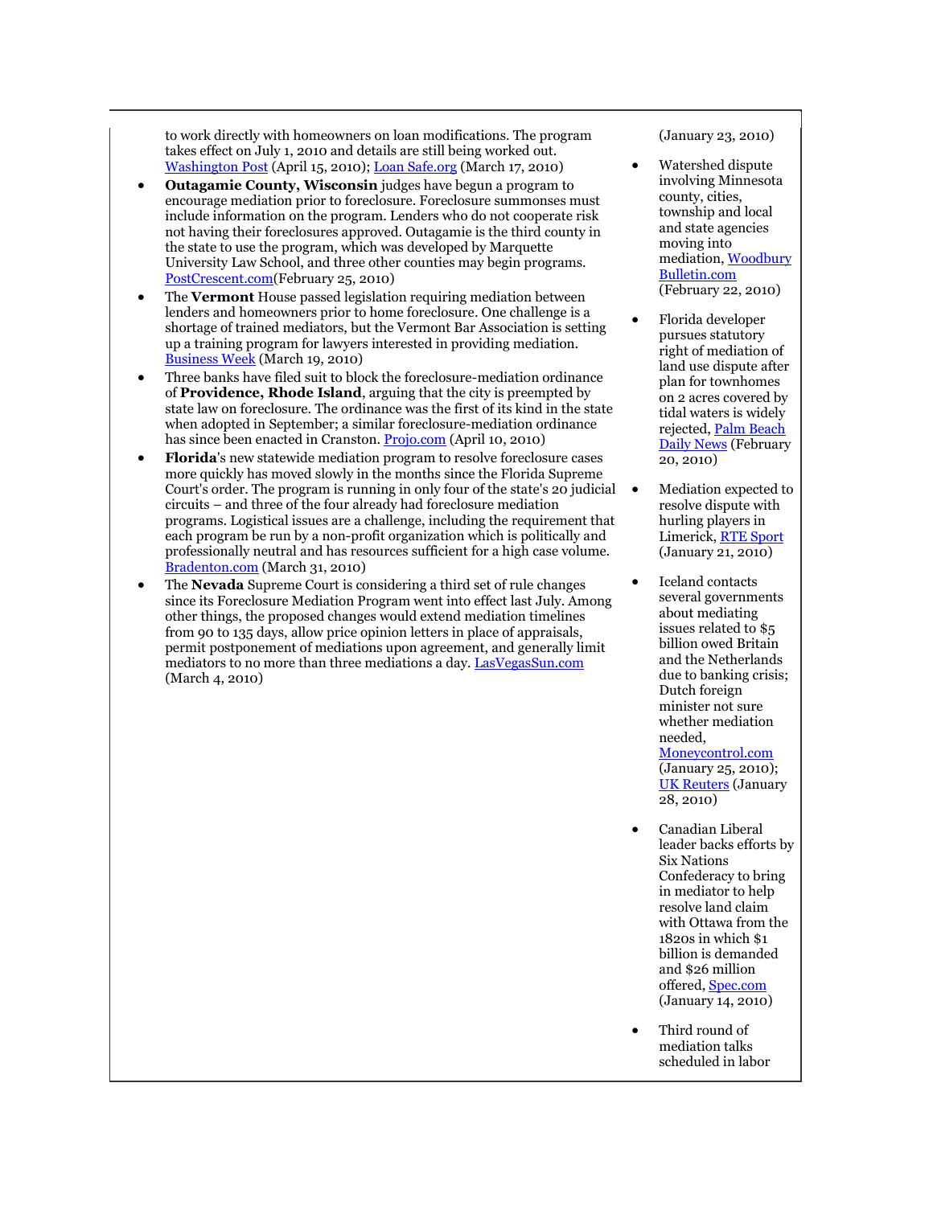to work directly with homeowners on loan modifications. The program takes effect on July 1, 2010 and details are still being worked out. Washington Post (April 15, 2010); Loan Safe.org (March 17, 2010)

- **Outagamie County, Wisconsin** judges have begun a program to encourage mediation prior to foreclosure. Foreclosure summonses must include information on the program. Lenders who do not cooperate risk not having their foreclosures approved. Outagamie is the third county in the state to use the program, which was developed by Marquette University Law School, and three other counties may begin programs. PostCrescent.com(February 25, 2010)
- The **Vermont** House passed legislation requiring mediation between lenders and homeowners prior to home foreclosure. One challenge is a shortage of trained mediators, but the Vermont Bar Association is setting up a training program for lawyers interested in providing mediation. Business Week (March 19, 2010)
- Three banks have filed suit to block the foreclosure-mediation ordinance of **Providence, Rhode Island**, arguing that the city is preempted by state law on foreclosure. The ordinance was the first of its kind in the state when adopted in September; a similar foreclosure-mediation ordinance has since been enacted in Cranston. Projo.com (April 10, 2010)
- **Florida**'s new statewide mediation program to resolve foreclosure cases more quickly has moved slowly in the months since the Florida Supreme Court's order. The program is running in only four of the state's 20 judicial circuits – and three of the four already had foreclosure mediation programs. Logistical issues are a challenge, including the requirement that each program be run by a non-profit organization which is politically and professionally neutral and has resources sufficient for a high case volume. Bradenton.com (March 31, 2010)
- The **Nevada** Supreme Court is considering a third set of rule changes since its Foreclosure Mediation Program went into effect last July. Among other things, the proposed changes would extend mediation timelines from 90 to 135 days, allow price opinion letters in place of appraisals, permit postponement of mediations upon agreement, and generally limit mediators to no more than three mediations a day. LasVegasSun.com (March 4, 2010)

(January 23, 2010)

- Watershed dispute involving Minnesota county, cities, township and local and state agencies moving into mediation, Woodbury Bulletin.com (February 22, 2010)
- Florida developer pursues statutory right of mediation of land use dispute after plan for townhomes on 2 acres covered by tidal waters is widely rejected, Palm Beach Daily News (February 20, 2010)
- Mediation expected to resolve dispute with hurling players in Limerick, RTE Sport (January 21, 2010)
- Iceland contacts several governments about mediating issues related to $5 billion owed Britain and the Netherlands due to banking crisis; Dutch foreign minister not sure whether mediation needed, Moneycontrol.com (January 25, 2010); UK Reuters (January 28, 2010)
- Canadian Liberal leader backs efforts by Six Nations Confederacy to bring in mediator to help resolve land claim with Ottawa from the 1820s in which $1 billion is demanded and $26 million offered, Spec.com (January 14, 2010)
- Third round of mediation talks scheduled in labor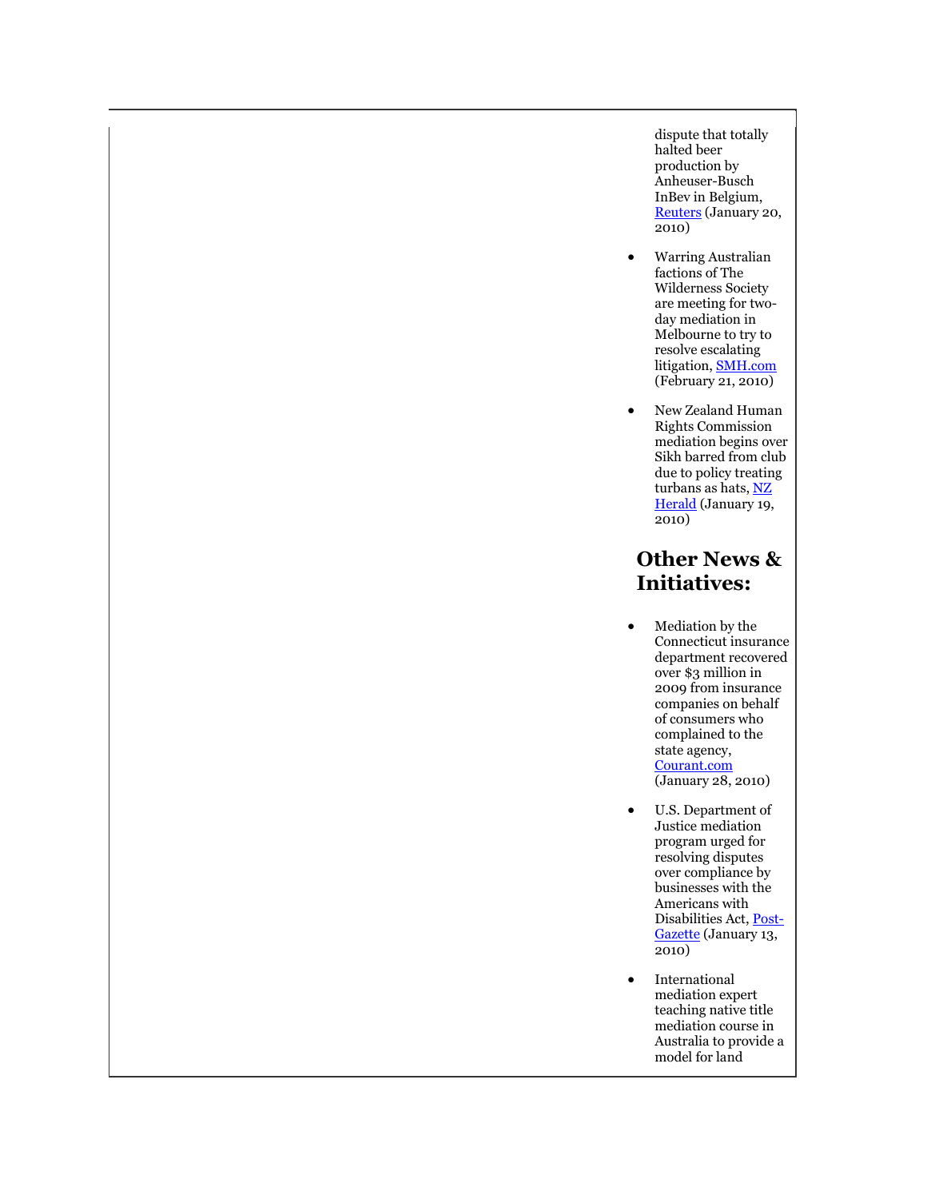dispute that totally halted beer production by Anheuser-Busch InBev in Belgium, Reuters (January 20, 2010)

- Warring Australian factions of The Wilderness Society are meeting for two-day mediation in Melbourne to try to resolve escalating litigation, SMH.com (February 21, 2010)
- New Zealand Human Rights Commission mediation begins over Sikh barred from club due to policy treating turbans as hats, NZ Herald (January 19, 2010)

## Other News & Initiatives:

- Mediation by the Connecticut insurance department recovered over $3 million in 2009 from insurance companies on behalf of consumers who complained to the state agency, Courant.com (January 28, 2010)
- U.S. Department of Justice mediation program urged for resolving disputes over compliance by businesses with the Americans with Disabilities Act, Post-Gazette (January 13, 2010)
- International mediation expert teaching native title mediation course in Australia to provide a model for land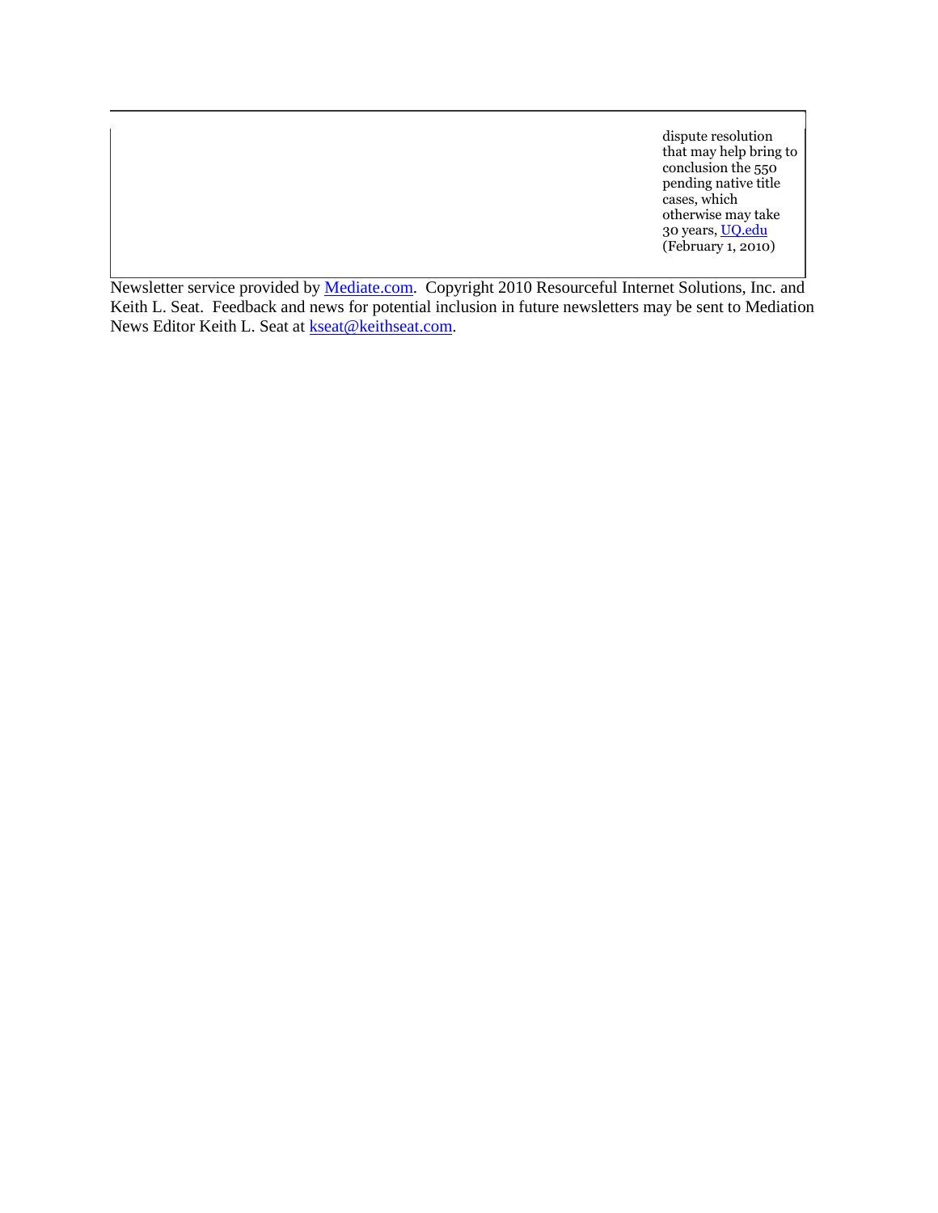dispute resolution that may help bring to conclusion the 550 pending native title cases, which otherwise may take 30 years, [UQ.edu](UQ.edu) (February 1, 2010)

Newsletter service provided by [Mediate.com](Mediate.com). Copyright 2010 Resourceful Internet Solutions, Inc. and Keith L. Seat. Feedback and news for potential inclusion in future newsletters may be sent to Mediation News Editor Keith L. Seat at [kseat@keithseat.com](mailto:kseat@keithseat.com).